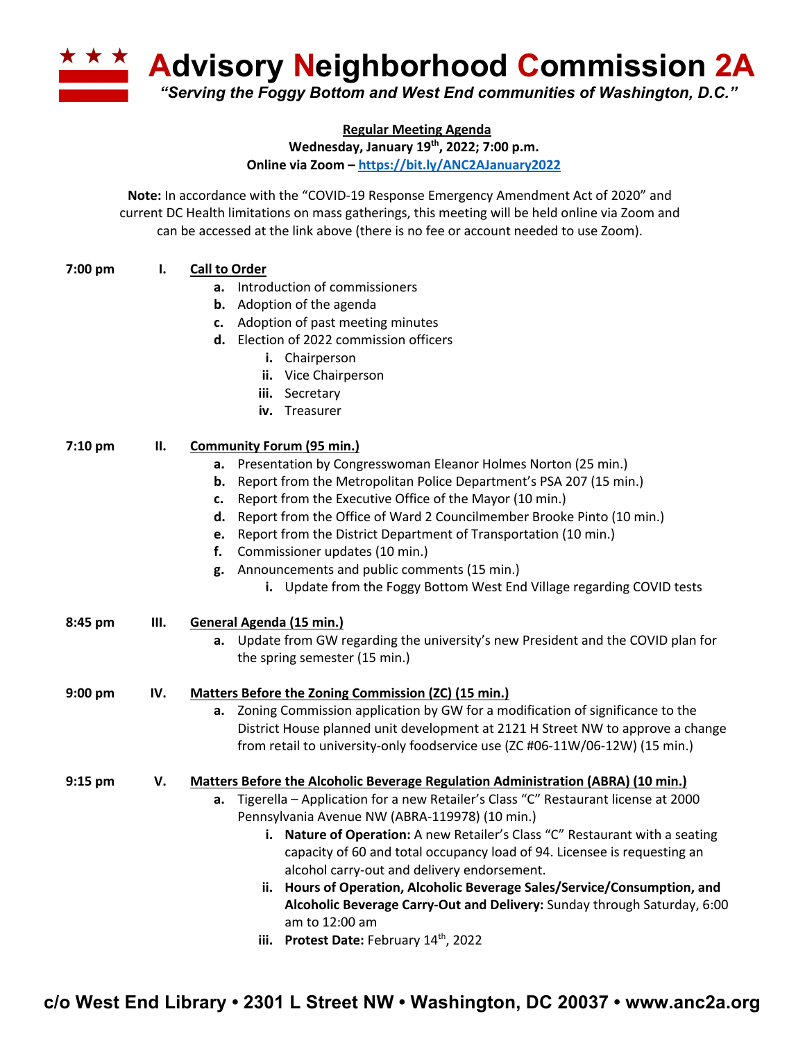# Advisory Neighborhood Commission 2A

*"Serving the Foggy Bottom and West End communities of Washington, D.C."*

**Regular Meeting Agenda**

**Wednesday, January 19th, 2022; 7:00 p.m.**

**Online via Zoom – https://bit.ly/ANC2AJanuary2022**

**Note:** In accordance with the "COVID-19 Response Emergency Amendment Act of 2020" and current DC Health limitations on mass gatherings, this meeting will be held online via Zoom and can be accessed at the link above (there is no fee or account needed to use Zoom).

**7:00 pm** **I. Call to Order**

- **a.** Introduction of commissioners
- **b.** Adoption of the agenda
- **c.** Adoption of past meeting minutes
- **d.** Election of 2022 commission officers
  - **i.** Chairperson
  - **ii.** Vice Chairperson
  - **iii.** Secretary
  - **iv.** Treasurer

**7:10 pm** **II. Community Forum (95 min.)**

- **a.** Presentation by Congresswoman Eleanor Holmes Norton (25 min.)
- **b.** Report from the Metropolitan Police Department's PSA 207 (15 min.)
- **c.** Report from the Executive Office of the Mayor (10 min.)
- **d.** Report from the Office of Ward 2 Councilmember Brooke Pinto (10 min.)
- **e.** Report from the District Department of Transportation (10 min.)
- **f.** Commissioner updates (10 min.)
- **g.** Announcements and public comments (15 min.)
  - **i.** Update from the Foggy Bottom West End Village regarding COVID tests

**8:45 pm** **III. General Agenda (15 min.)**

- **a.** Update from GW regarding the university's new President and the COVID plan for the spring semester (15 min.)

**9:00 pm** **IV. Matters Before the Zoning Commission (ZC) (15 min.)**

- **a.** Zoning Commission application by GW for a modification of significance to the District House planned unit development at 2121 H Street NW to approve a change from retail to university-only foodservice use (ZC #06-11W/06-12W) (15 min.)

**9:15 pm** **V. Matters Before the Alcoholic Beverage Regulation Administration (ABRA) (10 min.)**

- **a.** Tigerella – Application for a new Retailer's Class "C" Restaurant license at 2000 Pennsylvania Avenue NW (ABRA-119978) (10 min.)
  - **i. Nature of Operation:** A new Retailer's Class "C" Restaurant with a seating capacity of 60 and total occupancy load of 94. Licensee is requesting an alcohol carry-out and delivery endorsement.
  - **ii. Hours of Operation, Alcoholic Beverage Sales/Service/Consumption, and Alcoholic Beverage Carry-Out and Delivery:** Sunday through Saturday, 6:00 am to 12:00 am
  - **iii. Protest Date:** February 14th, 2022

**c/o West End Library • 2301 L Street NW • Washington, DC 20037 • www.anc2a.org**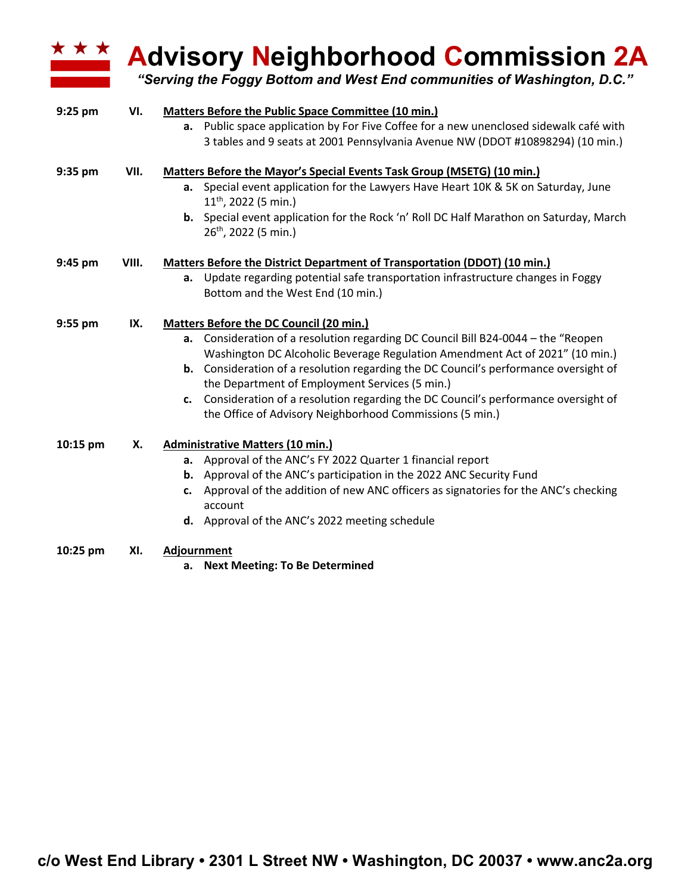# Advisory Neighborhood Commission 2A

*"Serving the Foggy Bottom and West End communities of Washington, D.C."*

**9:25 pm** **VI.** **Matters Before the Public Space Committee (10 min.)**

- **a.** Public space application by For Five Coffee for a new unenclosed sidewalk café with 3 tables and 9 seats at 2001 Pennsylvania Avenue NW (DDOT #10898294) (10 min.)

**9:35 pm** **VII.** **Matters Before the Mayor's Special Events Task Group (MSETG) (10 min.)**

- **a.** Special event application for the Lawyers Have Heart 10K & 5K on Saturday, June 11th, 2022 (5 min.)
- **b.** Special event application for the Rock 'n' Roll DC Half Marathon on Saturday, March 26th, 2022 (5 min.)

**9:45 pm** **VIII.** **Matters Before the District Department of Transportation (DDOT) (10 min.)**

- **a.** Update regarding potential safe transportation infrastructure changes in Foggy Bottom and the West End (10 min.)

**9:55 pm** **IX.** **Matters Before the DC Council (20 min.)**

- **a.** Consideration of a resolution regarding DC Council Bill B24-0044 – the "Reopen Washington DC Alcoholic Beverage Regulation Amendment Act of 2021" (10 min.)
- **b.** Consideration of a resolution regarding the DC Council's performance oversight of the Department of Employment Services (5 min.)
- **c.** Consideration of a resolution regarding the DC Council's performance oversight of the Office of Advisory Neighborhood Commissions (5 min.)

**10:15 pm** **X.** **Administrative Matters (10 min.)**

- **a.** Approval of the ANC's FY 2022 Quarter 1 financial report
- **b.** Approval of the ANC's participation in the 2022 ANC Security Fund
- **c.** Approval of the addition of new ANC officers as signatories for the ANC's checking account
- **d.** Approval of the ANC's 2022 meeting schedule

**10:25 pm** **XI.** **Adjournment**

- **a.** **Next Meeting: To Be Determined**

**c/o West End Library • 2301 L Street NW • Washington, DC 20037 • www.anc2a.org**